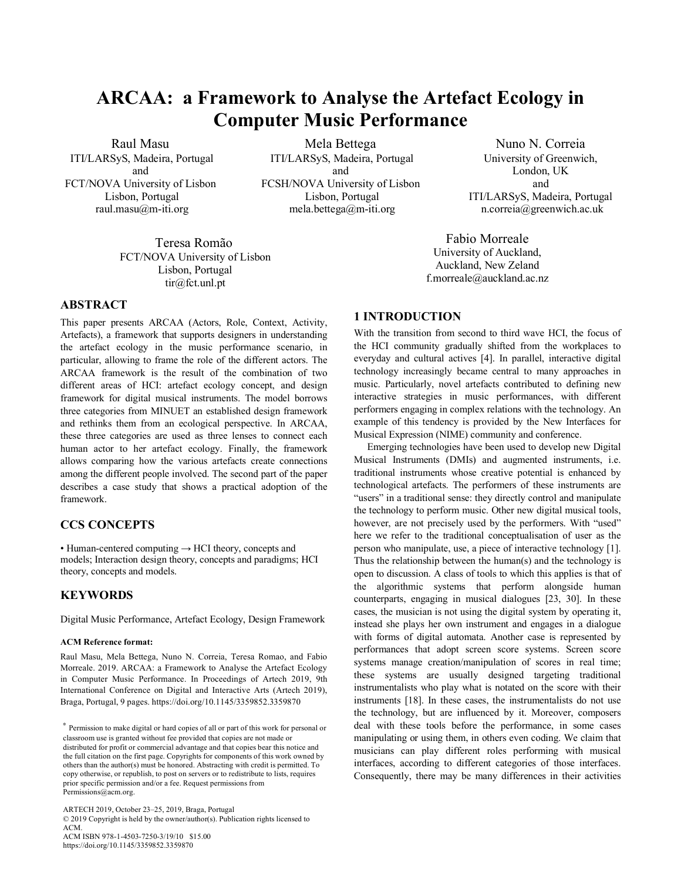# ARCAA: a Framework to Analyse the Artefact Ecology in Computer Music Performance

Raul Masu
ITI/LARSyS, Madeira, Portugal
and
FCT/NOVA University of Lisbon
Lisbon, Portugal
raul.masu@m-iti.org

Mela Bettega
ITI/LARSyS, Madeira, Portugal
and
FCSH/NOVA University of Lisbon
Lisbon, Portugal
mela.bettega@m-iti.org

Nuno N. Correia
University of Greenwich,
London, UK
and
ITI/LARSyS, Madeira, Portugal
n.correia@greenwich.ac.uk

Teresa Romão
FCT/NOVA University of Lisbon
Lisbon, Portugal
tir@fct.unl.pt

Fabio Morreale
University of Auckland,
Auckland, New Zeland
f.morreale@auckland.ac.nz

## ABSTRACT

This paper presents ARCAA (Actors, Role, Context, Activity, Artefacts), a framework that supports designers in understanding the artefact ecology in the music performance scenario, in particular, allowing to frame the role of the different actors. The ARCAA framework is the result of the combination of two different areas of HCI: artefact ecology concept, and design framework for digital musical instruments. The model borrows three categories from MINUET an established design framework and rethinks them from an ecological perspective. In ARCAA, these three categories are used as three lenses to connect each human actor to her artefact ecology. Finally, the framework allows comparing how the various artefacts create connections among the different people involved. The second part of the paper describes a case study that shows a practical adoption of the framework.

## CCS CONCEPTS

• Human-centered computing → HCI theory, concepts and models; Interaction design theory, concepts and paradigms; HCI theory, concepts and models.

## KEYWORDS

Digital Music Performance, Artefact Ecology, Design Framework

**ACM Reference format:**

Raul Masu, Mela Bettega, Nuno N. Correia, Teresa Romao, and Fabio Morreale. 2019. ARCAA: a Framework to Analyse the Artefact Ecology in Computer Music Performance. In Proceedings of Artech 2019, 9th International Conference on Digital and Interactive Arts (Artech 2019), Braga, Portugal, 9 pages. https://doi.org/10.1145/3359852.3359870

* Permission to make digital or hard copies of all or part of this work for personal or classroom use is granted without fee provided that copies are not made or distributed for profit or commercial advantage and that copies bear this notice and the full citation on the first page. Copyrights for components of this work owned by others than the author(s) must be honored. Abstracting with credit is permitted. To copy otherwise, or republish, to post on servers or to redistribute to lists, requires prior specific permission and/or a fee. Request permissions from Permissions@acm.org.

ARTECH 2019, October 23–25, 2019, Braga, Portugal
© 2019 Copyright is held by the owner/author(s). Publication rights licensed to ACM.
ACM ISBN 978-1-4503-7250-3/19/10 $15.00
https://doi.org/10.1145/3359852.3359870

## 1 INTRODUCTION

With the transition from second to third wave HCI, the focus of the HCI community gradually shifted from the workplaces to everyday and cultural actives [4]. In parallel, interactive digital technology increasingly became central to many approaches in music. Particularly, novel artefacts contributed to defining new interactive strategies in music performances, with different performers engaging in complex relations with the technology. An example of this tendency is provided by the New Interfaces for Musical Expression (NIME) community and conference.

Emerging technologies have been used to develop new Digital Musical Instruments (DMIs) and augmented instruments, i.e. traditional instruments whose creative potential is enhanced by technological artefacts. The performers of these instruments are "users" in a traditional sense: they directly control and manipulate the technology to perform music. Other new digital musical tools, however, are not precisely used by the performers. With "used" here we refer to the traditional conceptualisation of user as the person who manipulate, use, a piece of interactive technology [1]. Thus the relationship between the human(s) and the technology is open to discussion. A class of tools to which this applies is that of the algorithmic systems that perform alongside human counterparts, engaging in musical dialogues [23, 30]. In these cases, the musician is not using the digital system by operating it, instead she plays her own instrument and engages in a dialogue with forms of digital automata. Another case is represented by performances that adopt screen score systems. Screen score systems manage creation/manipulation of scores in real time; these systems are usually designed targeting traditional instrumentalists who play what is notated on the score with their instruments [18]. In these cases, the instrumentalists do not use the technology, but are influenced by it. Moreover, composers deal with these tools before the performance, in some cases manipulating or using them, in others even coding. We claim that musicians can play different roles performing with musical interfaces, according to different categories of those interfaces. Consequently, there may be many differences in their activities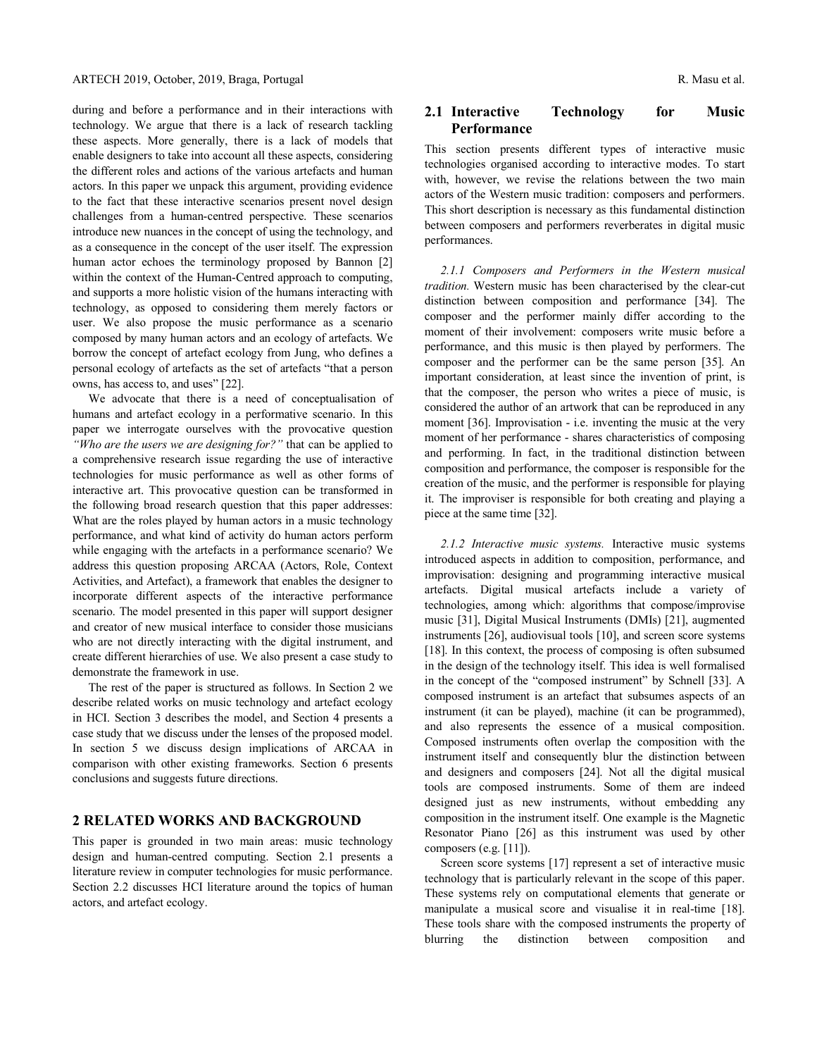during and before a performance and in their interactions with technology. We argue that there is a lack of research tackling these aspects. More generally, there is a lack of models that enable designers to take into account all these aspects, considering the different roles and actions of the various artefacts and human actors. In this paper we unpack this argument, providing evidence to the fact that these interactive scenarios present novel design challenges from a human-centred perspective. These scenarios introduce new nuances in the concept of using the technology, and as a consequence in the concept of the user itself. The expression human actor echoes the terminology proposed by Bannon [2] within the context of the Human-Centred approach to computing, and supports a more holistic vision of the humans interacting with technology, as opposed to considering them merely factors or user. We also propose the music performance as a scenario composed by many human actors and an ecology of artefacts. We borrow the concept of artefact ecology from Jung, who defines a personal ecology of artefacts as the set of artefacts "that a person owns, has access to, and uses" [22].

We advocate that there is a need of conceptualisation of humans and artefact ecology in a performative scenario. In this paper we interrogate ourselves with the provocative question *"Who are the users we are designing for?"* that can be applied to a comprehensive research issue regarding the use of interactive technologies for music performance as well as other forms of interactive art. This provocative question can be transformed in the following broad research question that this paper addresses: What are the roles played by human actors in a music technology performance, and what kind of activity do human actors perform while engaging with the artefacts in a performance scenario? We address this question proposing ARCAA (Actors, Role, Context Activities, and Artefact), a framework that enables the designer to incorporate different aspects of the interactive performance scenario. The model presented in this paper will support designer and creator of new musical interface to consider those musicians who are not directly interacting with the digital instrument, and create different hierarchies of use. We also present a case study to demonstrate the framework in use.

The rest of the paper is structured as follows. In Section 2 we describe related works on music technology and artefact ecology in HCI. Section 3 describes the model, and Section 4 presents a case study that we discuss under the lenses of the proposed model. In section 5 we discuss design implications of ARCAA in comparison with other existing frameworks. Section 6 presents conclusions and suggests future directions.

## 2 RELATED WORKS AND BACKGROUND

This paper is grounded in two main areas: music technology design and human-centred computing. Section 2.1 presents a literature review in computer technologies for music performance. Section 2.2 discusses HCI literature around the topics of human actors, and artefact ecology.

### 2.1 Interactive Technology for Music Performance

This section presents different types of interactive music technologies organised according to interactive modes. To start with, however, we revise the relations between the two main actors of the Western music tradition: composers and performers. This short description is necessary as this fundamental distinction between composers and performers reverberates in digital music performances.

*2.1.1 Composers and Performers in the Western musical tradition.* Western music has been characterised by the clear-cut distinction between composition and performance [34]. The composer and the performer mainly differ according to the moment of their involvement: composers write music before a performance, and this music is then played by performers. The composer and the performer can be the same person [35]. An important consideration, at least since the invention of print, is that the composer, the person who writes a piece of music, is considered the author of an artwork that can be reproduced in any moment [36]. Improvisation - i.e. inventing the music at the very moment of her performance - shares characteristics of composing and performing. In fact, in the traditional distinction between composition and performance, the composer is responsible for the creation of the music, and the performer is responsible for playing it. The improviser is responsible for both creating and playing a piece at the same time [32].

*2.1.2 Interactive music systems.* Interactive music systems introduced aspects in addition to composition, performance, and improvisation: designing and programming interactive musical artefacts. Digital musical artefacts include a variety of technologies, among which: algorithms that compose/improvise music [31], Digital Musical Instruments (DMIs) [21], augmented instruments [26], audiovisual tools [10], and screen score systems [18]. In this context, the process of composing is often subsumed in the design of the technology itself. This idea is well formalised in the concept of the "composed instrument" by Schnell [33]. A composed instrument is an artefact that subsumes aspects of an instrument (it can be played), machine (it can be programmed), and also represents the essence of a musical composition. Composed instruments often overlap the composition with the instrument itself and consequently blur the distinction between and designers and composers [24]. Not all the digital musical tools are composed instruments. Some of them are indeed designed just as new instruments, without embedding any composition in the instrument itself. One example is the Magnetic Resonator Piano [26] as this instrument was used by other composers (e.g. [11]).

Screen score systems [17] represent a set of interactive music technology that is particularly relevant in the scope of this paper. These systems rely on computational elements that generate or manipulate a musical score and visualise it in real-time [18]. These tools share with the composed instruments the property of blurring the distinction between composition and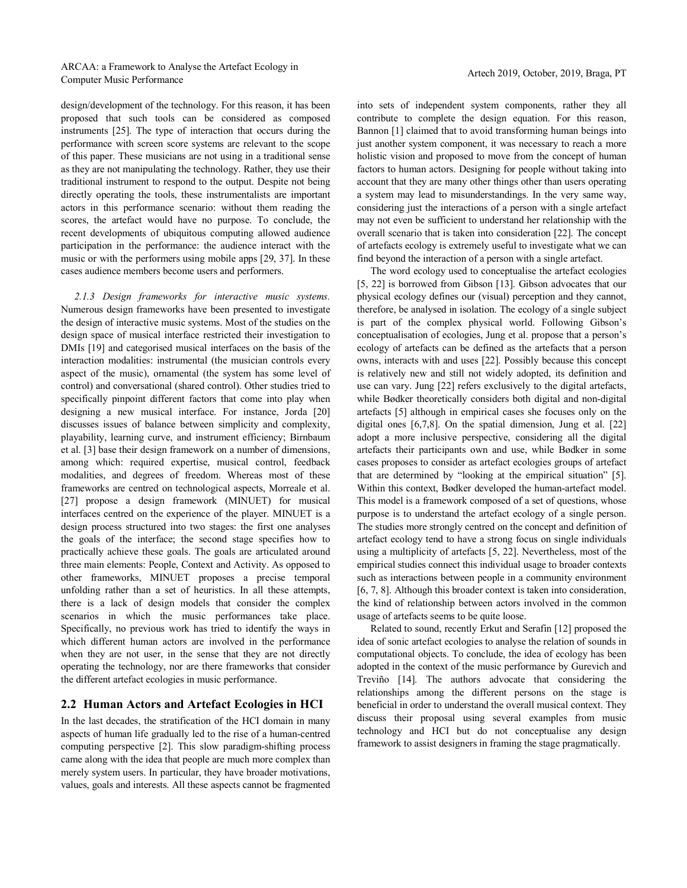design/development of the technology. For this reason, it has been proposed that such tools can be considered as composed instruments [25]. The type of interaction that occurs during the performance with screen score systems are relevant to the scope of this paper. These musicians are not using in a traditional sense as they are not manipulating the technology. Rather, they use their traditional instrument to respond to the output. Despite not being directly operating the tools, these instrumentalists are important actors in this performance scenario: without them reading the scores, the artefact would have no purpose. To conclude, the recent developments of ubiquitous computing allowed audience participation in the performance: the audience interact with the music or with the performers using mobile apps [29, 37]. In these cases audience members become users and performers.

*2.1.3 Design frameworks for interactive music systems.* Numerous design frameworks have been presented to investigate the design of interactive music systems. Most of the studies on the design space of musical interface restricted their investigation to DMIs [19] and categorised musical interfaces on the basis of the interaction modalities: instrumental (the musician controls every aspect of the music), ornamental (the system has some level of control) and conversational (shared control). Other studies tried to specifically pinpoint different factors that come into play when designing a new musical interface. For instance, Jorda [20] discusses issues of balance between simplicity and complexity, playability, learning curve, and instrument efficiency; Birnbaum et al. [3] base their design framework on a number of dimensions, among which: required expertise, musical control, feedback modalities, and degrees of freedom. Whereas most of these frameworks are centred on technological aspects, Morreale et al. [27] propose a design framework (MINUET) for musical interfaces centred on the experience of the player. MINUET is a design process structured into two stages: the first one analyses the goals of the interface; the second stage specifies how to practically achieve these goals. The goals are articulated around three main elements: People, Context and Activity. As opposed to other frameworks, MINUET proposes a precise temporal unfolding rather than a set of heuristics. In all these attempts, there is a lack of design models that consider the complex scenarios in which the music performances take place. Specifically, no previous work has tried to identify the ways in which different human actors are involved in the performance when they are not user, in the sense that they are not directly operating the technology, nor are there frameworks that consider the different artefact ecologies in music performance.

## 2.2 Human Actors and Artefact Ecologies in HCI

In the last decades, the stratification of the HCI domain in many aspects of human life gradually led to the rise of a human-centred computing perspective [2]. This slow paradigm-shifting process came along with the idea that people are much more complex than merely system users. In particular, they have broader motivations, values, goals and interests. All these aspects cannot be fragmented into sets of independent system components, rather they all contribute to complete the design equation. For this reason, Bannon [1] claimed that to avoid transforming human beings into just another system component, it was necessary to reach a more holistic vision and proposed to move from the concept of human factors to human actors. Designing for people without taking into account that they are many other things other than users operating a system may lead to misunderstandings. In the very same way, considering just the interactions of a person with a single artefact may not even be sufficient to understand her relationship with the overall scenario that is taken into consideration [22]. The concept of artefacts ecology is extremely useful to investigate what we can find beyond the interaction of a person with a single artefact.

The word ecology used to conceptualise the artefact ecologies [5, 22] is borrowed from Gibson [13]. Gibson advocates that our physical ecology defines our (visual) perception and they cannot, therefore, be analysed in isolation. The ecology of a single subject is part of the complex physical world. Following Gibson's conceptualisation of ecologies, Jung et al. propose that a person's ecology of artefacts can be defined as the artefacts that a person owns, interacts with and uses [22]. Possibly because this concept is relatively new and still not widely adopted, its definition and use can vary. Jung [22] refers exclusively to the digital artefacts, while Bødker theoretically considers both digital and non-digital artefacts [5] although in empirical cases she focuses only on the digital ones [6,7,8]. On the spatial dimension, Jung et al. [22] adopt a more inclusive perspective, considering all the digital artefacts their participants own and use, while Bødker in some cases proposes to consider as artefact ecologies groups of artefact that are determined by "looking at the empirical situation" [5]. Within this context, Bødker developed the human-artefact model. This model is a framework composed of a set of questions, whose purpose is to understand the artefact ecology of a single person. The studies more strongly centred on the concept and definition of artefact ecology tend to have a strong focus on single individuals using a multiplicity of artefacts [5, 22]. Nevertheless, most of the empirical studies connect this individual usage to broader contexts such as interactions between people in a community environment [6, 7, 8]. Although this broader context is taken into consideration, the kind of relationship between actors involved in the common usage of artefacts seems to be quite loose.

Related to sound, recently Erkut and Serafin [12] proposed the idea of sonic artefact ecologies to analyse the relation of sounds in computational objects. To conclude, the idea of ecology has been adopted in the context of the music performance by Gurevich and Treviño [14]. The authors advocate that considering the relationships among the different persons on the stage is beneficial in order to understand the overall musical context. They discuss their proposal using several examples from music technology and HCI but do not conceptualise any design framework to assist designers in framing the stage pragmatically.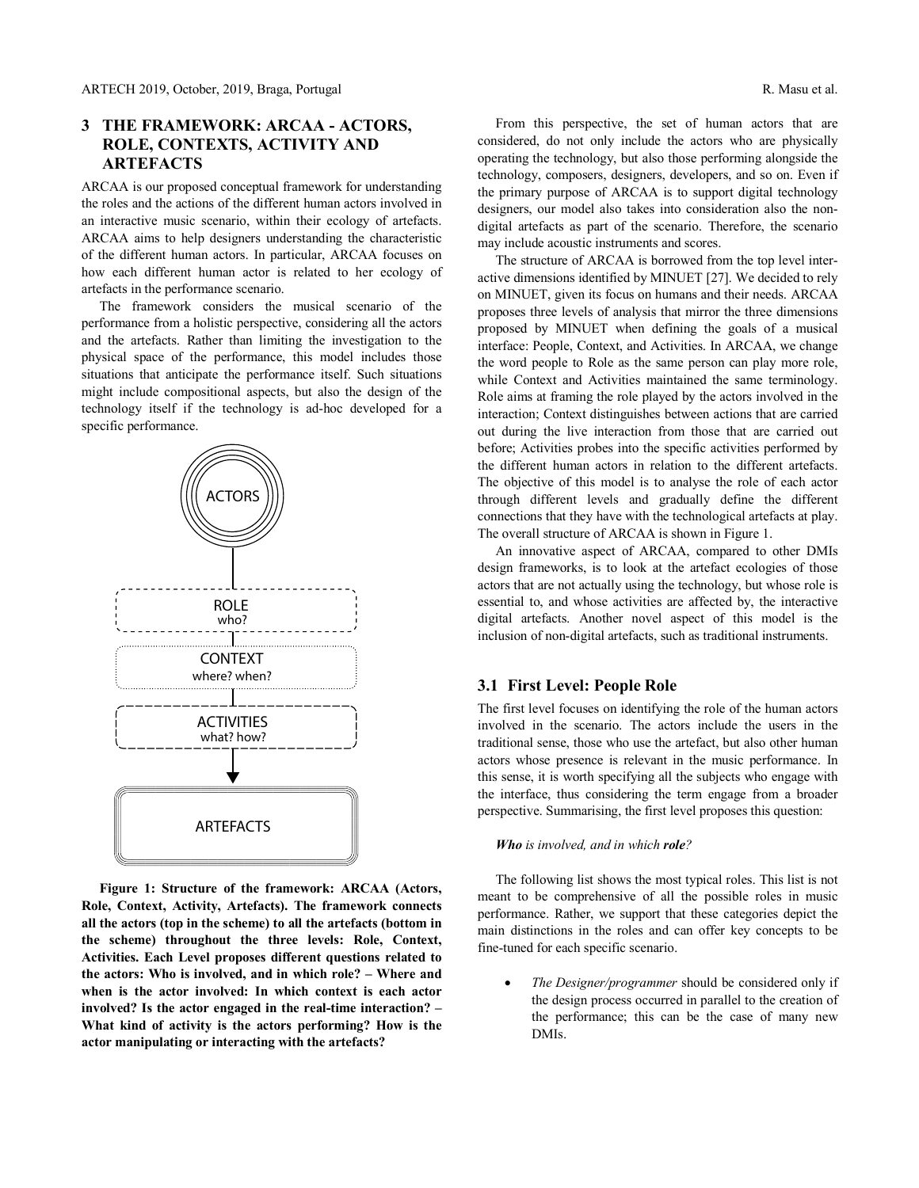## 3 THE FRAMEWORK: ARCAA - ACTORS, ROLE, CONTEXTS, ACTIVITY AND ARTEFACTS

ARCAA is our proposed conceptual framework for understanding the roles and the actions of the different human actors involved in an interactive music scenario, within their ecology of artefacts. ARCAA aims to help designers understanding the characteristic of the different human actors. In particular, ARCAA focuses on how each different human actor is related to her ecology of artefacts in the performance scenario.

The framework considers the musical scenario of the performance from a holistic perspective, considering all the actors and the artefacts. Rather than limiting the investigation to the physical space of the performance, this model includes those situations that anticipate the performance itself. Such situations might include compositional aspects, but also the design of the technology itself if the technology is ad-hoc developed for a specific performance.

ACTORS

ROLE
who?

CONTEXT
where? when?

ACTIVITIES
what? how?

ARTEFACTS

**Figure 1: Structure of the framework: ARCAA (Actors, Role, Context, Activity, Artefacts). The framework connects all the actors (top in the scheme) to all the artefacts (bottom in the scheme) throughout the three levels: Role, Context, Activities. Each Level proposes different questions related to the actors: Who is involved, and in which role? – Where and when is the actor involved: In which context is each actor involved? Is the actor engaged in the real-time interaction? – What kind of activity is the actors performing? How is the actor manipulating or interacting with the artefacts?**

From this perspective, the set of human actors that are considered, do not only include the actors who are physically operating the technology, but also those performing alongside the technology, composers, designers, developers, and so on. Even if the primary purpose of ARCAA is to support digital technology designers, our model also takes into consideration also the non-digital artefacts as part of the scenario. Therefore, the scenario may include acoustic instruments and scores.

The structure of ARCAA is borrowed from the top level interactive dimensions identified by MINUET [27]. We decided to rely on MINUET, given its focus on humans and their needs. ARCAA proposes three levels of analysis that mirror the three dimensions proposed by MINUET when defining the goals of a musical interface: People, Context, and Activities. In ARCAA, we change the word people to Role as the same person can play more role, while Context and Activities maintained the same terminology. Role aims at framing the role played by the actors involved in the interaction; Context distinguishes between actions that are carried out during the live interaction from those that are carried out before; Activities probes into the specific activities performed by the different human actors in relation to the different artefacts. The objective of this model is to analyse the role of each actor through different levels and gradually define the different connections that they have with the technological artefacts at play. The overall structure of ARCAA is shown in Figure 1.

An innovative aspect of ARCAA, compared to other DMIs design frameworks, is to look at the artefact ecologies of those actors that are not actually using the technology, but whose role is essential to, and whose activities are affected by, the interactive digital artefacts. Another novel aspect of this model is the inclusion of non-digital artefacts, such as traditional instruments.

### 3.1 First Level: People Role

The first level focuses on identifying the role of the human actors involved in the scenario. The actors include the users in the traditional sense, those who use the artefact, but also other human actors whose presence is relevant in the music performance. In this sense, it is worth specifying all the subjects who engage with the interface, thus considering the term engage from a broader perspective. Summarising, the first level proposes this question:

***Who*** *is involved, and in which* ***role****?*

The following list shows the most typical roles. This list is not meant to be comprehensive of all the possible roles in music performance. Rather, we support that these categories depict the main distinctions in the roles and can offer key concepts to be fine-tuned for each specific scenario.

- *The Designer/programmer* should be considered only if the design process occurred in parallel to the creation of the performance; this can be the case of many new DMIs.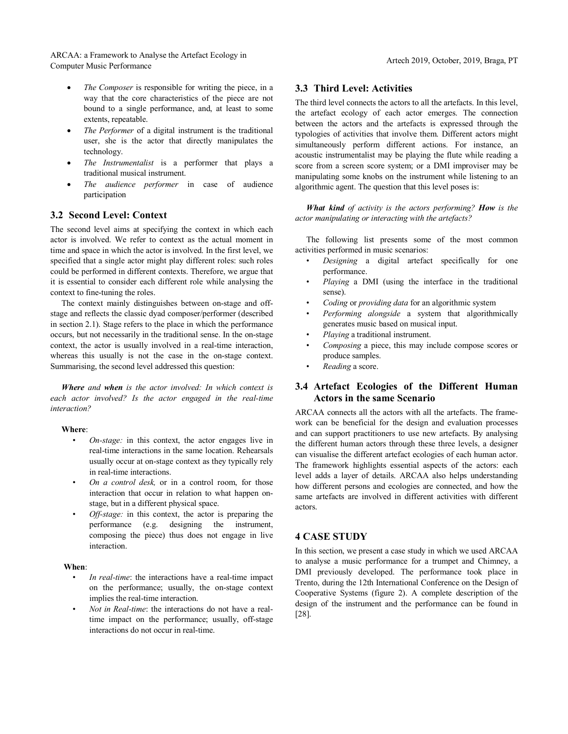- *The Composer* is responsible for writing the piece, in a way that the core characteristics of the piece are not bound to a single performance, and, at least to some extents, repeatable.
- *The Performer* of a digital instrument is the traditional user, she is the actor that directly manipulates the technology.
- *The Instrumentalist* is a performer that plays a traditional musical instrument.
- *The audience performer* in case of audience participation

### 3.2 Second Level: Context

The second level aims at specifying the context in which each actor is involved. We refer to context as the actual moment in time and space in which the actor is involved. In the first level, we specified that a single actor might play different roles: such roles could be performed in different contexts. Therefore, we argue that it is essential to consider each different role while analysing the context to fine-tuning the roles.

The context mainly distinguishes between on-stage and off-stage and reflects the classic dyad composer/performer (described in section 2.1). Stage refers to the place in which the performance occurs, but not necessarily in the traditional sense. In the on-stage context, the actor is usually involved in a real-time interaction, whereas this usually is not the case in the on-stage context. Summarising, the second level addressed this question:

***Where*** *and* ***when*** *is the actor involved: In which context is each actor involved? Is the actor engaged in the real-time interaction?*

**Where**:

- *On-stage:* in this context, the actor engages live in real-time interactions in the same location. Rehearsals usually occur at on-stage context as they typically rely in real-time interactions.
- *On a control desk,* or in a control room, for those interaction that occur in relation to what happen on-stage, but in a different physical space.
- *Off-stage:* in this context, the actor is preparing the performance (e.g. designing the instrument, composing the piece) thus does not engage in live interaction.

**When**:

- *In real-time*: the interactions have a real-time impact on the performance; usually, the on-stage context implies the real-time interaction.
- *Not in Real-time*: the interactions do not have a real-time impact on the performance; usually, off-stage interactions do not occur in real-time.

### 3.3 Third Level: Activities

The third level connects the actors to all the artefacts. In this level, the artefact ecology of each actor emerges. The connection between the actors and the artefacts is expressed through the typologies of activities that involve them. Different actors might simultaneously perform different actions. For instance, an acoustic instrumentalist may be playing the flute while reading a score from a screen score system; or a DMI improviser may be manipulating some knobs on the instrument while listening to an algorithmic agent. The question that this level poses is:

***What kind*** *of activity is the actors performing?* ***How*** *is the actor manipulating or interacting with the artefacts?*

The following list presents some of the most common activities performed in music scenarios:

- *Designing* a digital artefact specifically for one performance.
- *Playing* a DMI (using the interface in the traditional sense).
- *Coding* or *providing data* for an algorithmic system
- *Performing alongside* a system that algorithmically generates music based on musical input.
- *Playing* a traditional instrument.
- *Composing* a piece, this may include compose scores or produce samples.
- *Reading* a score.

### 3.4 Artefact Ecologies of the Different Human Actors in the same Scenario

ARCAA connects all the actors with all the artefacts. The framework can be beneficial for the design and evaluation processes and can support practitioners to use new artefacts. By analysing the different human actors through these three levels, a designer can visualise the different artefact ecologies of each human actor. The framework highlights essential aspects of the actors: each level adds a layer of details. ARCAA also helps understanding how different persons and ecologies are connected, and how the same artefacts are involved in different activities with different actors.

## 4 CASE STUDY

In this section, we present a case study in which we used ARCAA to analyse a music performance for a trumpet and Chimney, a DMI previously developed. The performance took place in Trento, during the 12th International Conference on the Design of Cooperative Systems (figure 2). A complete description of the design of the instrument and the performance can be found in [28].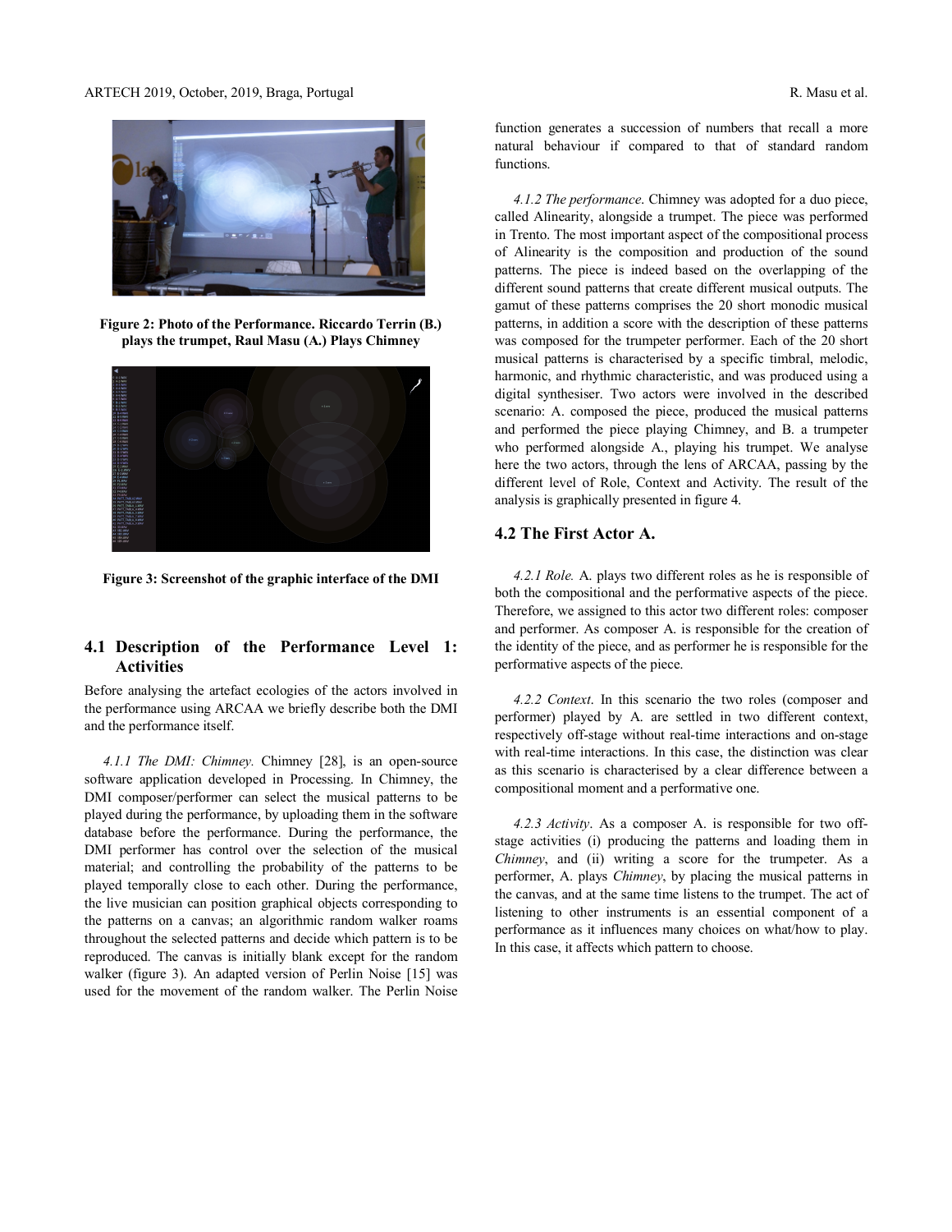**Figure 2: Photo of the Performance. Riccardo Terrin (B.) plays the trumpet, Raul Masu (A.) Plays Chimney**

**Figure 3: Screenshot of the graphic interface of the DMI**

## 4.1 Description of the Performance Level 1: Activities

Before analysing the artefact ecologies of the actors involved in the performance using ARCAA we briefly describe both the DMI and the performance itself.

*4.1.1 The DMI: Chimney.* Chimney [28], is an open-source software application developed in Processing. In Chimney, the DMI composer/performer can select the musical patterns to be played during the performance, by uploading them in the software database before the performance. During the performance, the DMI performer has control over the selection of the musical material; and controlling the probability of the patterns to be played temporally close to each other. During the performance, the live musician can position graphical objects corresponding to the patterns on a canvas; an algorithmic random walker roams throughout the selected patterns and decide which pattern is to be reproduced. The canvas is initially blank except for the random walker (figure 3). An adapted version of Perlin Noise [15] was used for the movement of the random walker. The Perlin Noise function generates a succession of numbers that recall a more natural behaviour if compared to that of standard random functions.

*4.1.2 The performance*. Chimney was adopted for a duo piece, called Alinearity, alongside a trumpet. The piece was performed in Trento. The most important aspect of the compositional process of Alinearity is the composition and production of the sound patterns. The piece is indeed based on the overlapping of the different sound patterns that create different musical outputs. The gamut of these patterns comprises the 20 short monodic musical patterns, in addition a score with the description of these patterns was composed for the trumpeter performer. Each of the 20 short musical patterns is characterised by a specific timbral, melodic, harmonic, and rhythmic characteristic, and was produced using a digital synthesiser. Two actors were involved in the described scenario: A. composed the piece, produced the musical patterns and performed the piece playing Chimney, and B. a trumpeter who performed alongside A., playing his trumpet. We analyse here the two actors, through the lens of ARCAA, passing by the different level of Role, Context and Activity. The result of the analysis is graphically presented in figure 4.

## 4.2 The First Actor A.

*4.2.1 Role.* A. plays two different roles as he is responsible of both the compositional and the performative aspects of the piece. Therefore, we assigned to this actor two different roles: composer and performer. As composer A. is responsible for the creation of the identity of the piece, and as performer he is responsible for the performative aspects of the piece.

*4.2.2 Context*. In this scenario the two roles (composer and performer) played by A. are settled in two different context, respectively off-stage without real-time interactions and on-stage with real-time interactions. In this case, the distinction was clear as this scenario is characterised by a clear difference between a compositional moment and a performative one.

*4.2.3 Activity*. As a composer A. is responsible for two off-stage activities (i) producing the patterns and loading them in *Chimney*, and (ii) writing a score for the trumpeter. As a performer, A. plays *Chimney*, by placing the musical patterns in the canvas, and at the same time listens to the trumpet. The act of listening to other instruments is an essential component of a performance as it influences many choices on what/how to play. In this case, it affects which pattern to choose.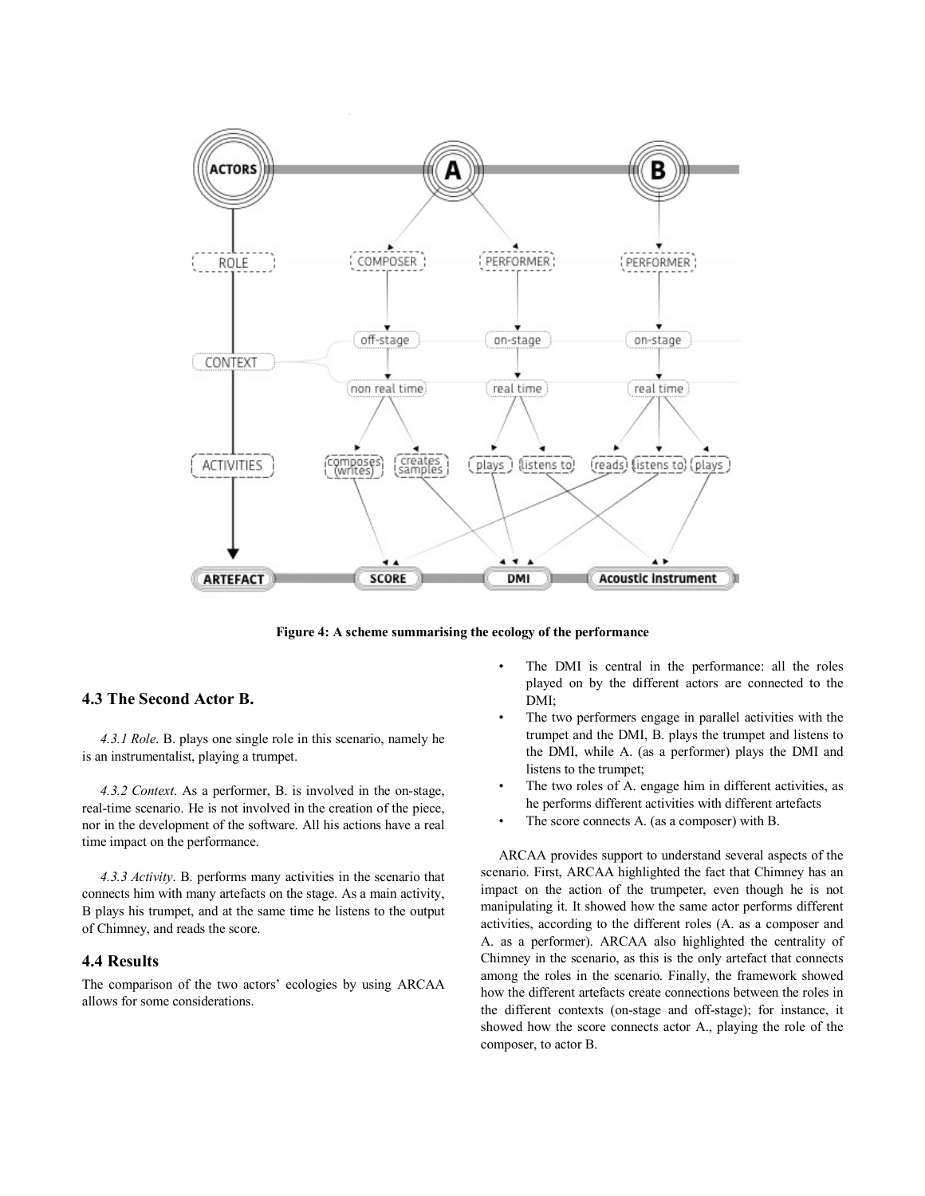Figure 4: A scheme summarising the ecology of the performance

### 4.3 The Second Actor B.

*4.3.1 Role*. B. plays one single role in this scenario, namely he is an instrumentalist, playing a trumpet.

*4.3.2 Context*. As a performer, B. is involved in the on-stage, real-time scenario. He is not involved in the creation of the piece, nor in the development of the software. All his actions have a real time impact on the performance.

*4.3.3 Activity*. B. performs many activities in the scenario that connects him with many artefacts on the stage. As a main activity, B plays his trumpet, and at the same time he listens to the output of Chimney, and reads the score.

### 4.4 Results

The comparison of the two actors' ecologies by using ARCAA allows for some considerations.

- The DMI is central in the performance: all the roles played on by the different actors are connected to the DMI;
- The two performers engage in parallel activities with the trumpet and the DMI, B. plays the trumpet and listens to the DMI, while A. (as a performer) plays the DMI and listens to the trumpet;
- The two roles of A. engage him in different activities, as he performs different activities with different artefacts
- The score connects A. (as a composer) with B.

ARCAA provides support to understand several aspects of the scenario. First, ARCAA highlighted the fact that Chimney has an impact on the action of the trumpeter, even though he is not manipulating it. It showed how the same actor performs different activities, according to the different roles (A. as a composer and A. as a performer). ARCAA also highlighted the centrality of Chimney in the scenario, as this is the only artefact that connects among the roles in the scenario. Finally, the framework showed how the different artefacts create connections between the roles in the different contexts (on-stage and off-stage); for instance, it showed how the score connects actor A., playing the role of the composer, to actor B.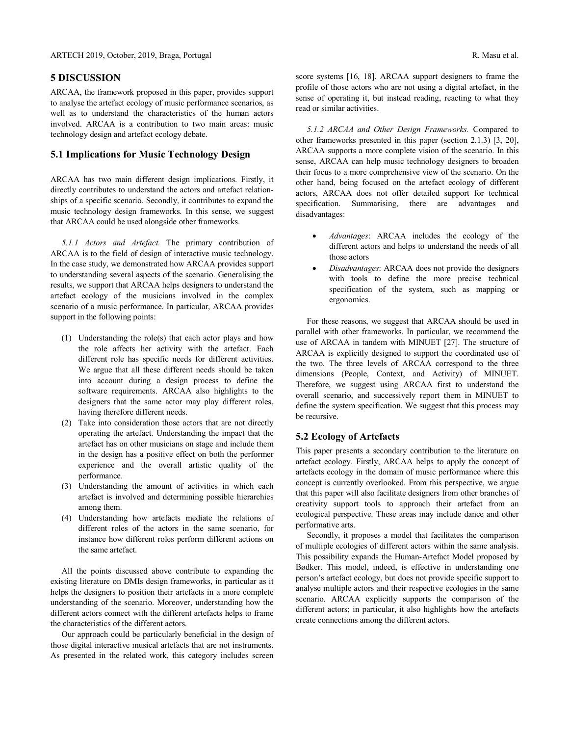## 5 DISCUSSION

ARCAA, the framework proposed in this paper, provides support to analyse the artefact ecology of music performance scenarios, as well as to understand the characteristics of the human actors involved. ARCAA is a contribution to two main areas: music technology design and artefact ecology debate.

### 5.1 Implications for Music Technology Design

ARCAA has two main different design implications. Firstly, it directly contributes to understand the actors and artefact relationships of a specific scenario. Secondly, it contributes to expand the music technology design frameworks. In this sense, we suggest that ARCAA could be used alongside other frameworks.

*5.1.1 Actors and Artefact.* The primary contribution of ARCAA is to the field of design of interactive music technology. In the case study, we demonstrated how ARCAA provides support to understanding several aspects of the scenario. Generalising the results, we support that ARCAA helps designers to understand the artefact ecology of the musicians involved in the complex scenario of a music performance. In particular, ARCAA provides support in the following points:

(1) Understanding the role(s) that each actor plays and how the role affects her activity with the artefact. Each different role has specific needs for different activities. We argue that all these different needs should be taken into account during a design process to define the software requirements. ARCAA also highlights to the designers that the same actor may play different roles, having therefore different needs.
(2) Take into consideration those actors that are not directly operating the artefact. Understanding the impact that the artefact has on other musicians on stage and include them in the design has a positive effect on both the performer experience and the overall artistic quality of the performance.
(3) Understanding the amount of activities in which each artefact is involved and determining possible hierarchies among them.
(4) Understanding how artefacts mediate the relations of different roles of the actors in the same scenario, for instance how different roles perform different actions on the same artefact.

All the points discussed above contribute to expanding the existing literature on DMIs design frameworks, in particular as it helps the designers to position their artefacts in a more complete understanding of the scenario. Moreover, understanding how the different actors connect with the different artefacts helps to frame the characteristics of the different actors.

Our approach could be particularly beneficial in the design of those digital interactive musical artefacts that are not instruments. As presented in the related work, this category includes screen score systems [16, 18]. ARCAA support designers to frame the profile of those actors who are not using a digital artefact, in the sense of operating it, but instead reading, reacting to what they read or similar activities.

*5.1.2 ARCAA and Other Design Frameworks.* Compared to other frameworks presented in this paper (section 2.1.3) [3, 20], ARCAA supports a more complete vision of the scenario. In this sense, ARCAA can help music technology designers to broaden their focus to a more comprehensive view of the scenario. On the other hand, being focused on the artefact ecology of different actors, ARCAA does not offer detailed support for technical specification. Summarising, there are advantages and disadvantages:

- *Advantages*: ARCAA includes the ecology of the different actors and helps to understand the needs of all those actors
- *Disadvantages*: ARCAA does not provide the designers with tools to define the more precise technical specification of the system, such as mapping or ergonomics.

For these reasons, we suggest that ARCAA should be used in parallel with other frameworks. In particular, we recommend the use of ARCAA in tandem with MINUET [27]. The structure of ARCAA is explicitly designed to support the coordinated use of the two. The three levels of ARCAA correspond to the three dimensions (People, Context, and Activity) of MINUET. Therefore, we suggest using ARCAA first to understand the overall scenario, and successively report them in MINUET to define the system specification. We suggest that this process may be recursive.

### 5.2 Ecology of Artefacts

This paper presents a secondary contribution to the literature on artefact ecology. Firstly, ARCAA helps to apply the concept of artefacts ecology in the domain of music performance where this concept is currently overlooked. From this perspective, we argue that this paper will also facilitate designers from other branches of creativity support tools to approach their artefact from an ecological perspective. These areas may include dance and other performative arts.

Secondly, it proposes a model that facilitates the comparison of multiple ecologies of different actors within the same analysis. This possibility expands the Human-Artefact Model proposed by Bødker. This model, indeed, is effective in understanding one person's artefact ecology, but does not provide specific support to analyse multiple actors and their respective ecologies in the same scenario. ARCAA explicitly supports the comparison of the different actors; in particular, it also highlights how the artefacts create connections among the different actors.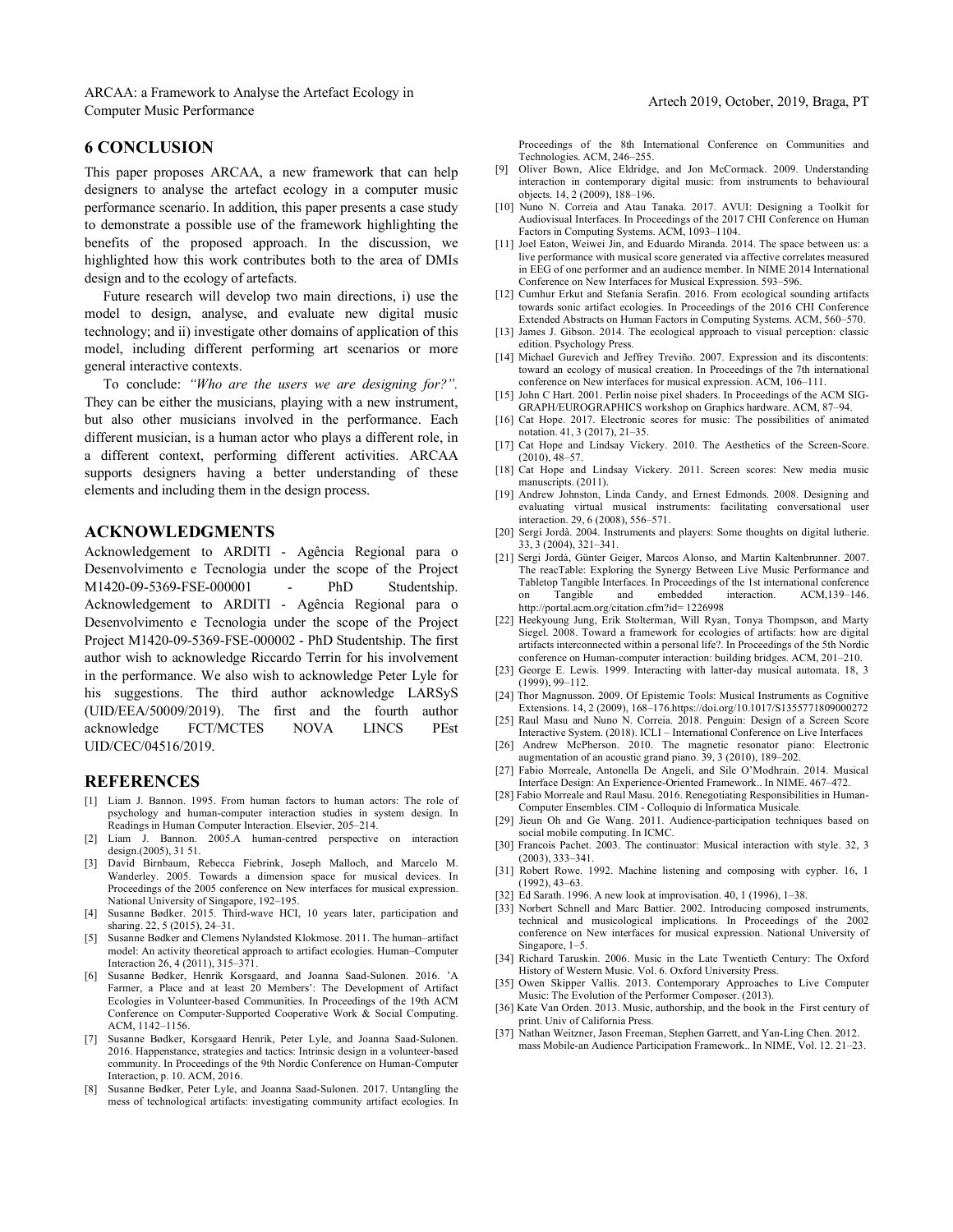## 6 CONCLUSION

This paper proposes ARCAA, a new framework that can help designers to analyse the artefact ecology in a computer music performance scenario. In addition, this paper presents a case study to demonstrate a possible use of the framework highlighting the benefits of the proposed approach. In the discussion, we highlighted how this work contributes both to the area of DMIs design and to the ecology of artefacts.

Future research will develop two main directions, i) use the model to design, analyse, and evaluate new digital music technology; and ii) investigate other domains of application of this model, including different performing art scenarios or more general interactive contexts.

To conclude: *"Who are the users we are designing for?"*. They can be either the musicians, playing with a new instrument, but also other musicians involved in the performance. Each different musician, is a human actor who plays a different role, in a different context, performing different activities. ARCAA supports designers having a better understanding of these elements and including them in the design process.

## ACKNOWLEDGMENTS

Acknowledgement to ARDITI - Agência Regional para o Desenvolvimento e Tecnologia under the scope of the Project M1420-09-5369-FSE-000001 - PhD Studentship. Acknowledgement to ARDITI - Agência Regional para o Desenvolvimento e Tecnologia under the scope of the Project Project M1420-09-5369-FSE-000002 - PhD Studentship. The first author wish to acknowledge Riccardo Terrin for his involvement in the performance. We also wish to acknowledge Peter Lyle for his suggestions. The third author acknowledge LARSyS (UID/EEA/50009/2019). The first and the fourth author acknowledge FCT/MCTES NOVA LINCS PEst UID/CEC/04516/2019.

## REFERENCES

[1] Liam J. Bannon. 1995. From human factors to human actors: The role of psychology and human-computer interaction studies in system design. In Readings in Human Computer Interaction. Elsevier, 205–214.

[2] Liam J. Bannon. 2005.A human-centred perspective on interaction design.(2005), 31 51.

[3] David Birnbaum, Rebecca Fiebrink, Joseph Malloch, and Marcelo M. Wanderley. 2005. Towards a dimension space for musical devices. In Proceedings of the 2005 conference on New interfaces for musical expression. National University of Singapore, 192–195.

[4] Susanne Bødker. 2015. Third-wave HCI, 10 years later, participation and sharing. 22, 5 (2015), 24–31.

[5] Susanne Bødker and Clemens Nylandsted Klokmose. 2011. The human–artifact model: An activity theoretical approach to artifact ecologies. Human–Computer Interaction 26, 4 (2011), 315–371.

[6] Susanne Bødker, Henrik Korsgaard, and Joanna Saad-Sulonen. 2016. 'A Farmer, a Place and at least 20 Members': The Development of Artifact Ecologies in Volunteer-based Communities. In Proceedings of the 19th ACM Conference on Computer-Supported Cooperative Work & Social Computing. ACM, 1142–1156.

[7] Susanne Bødker, Korsgaard Henrik, Peter Lyle, and Joanna Saad-Sulonen. 2016. Happenstance, strategies and tactics: Intrinsic design in a volunteer-based community. In Proceedings of the 9th Nordic Conference on Human-Computer Interaction, p. 10. ACM, 2016.

[8] Susanne Bødker, Peter Lyle, and Joanna Saad-Sulonen. 2017. Untangling the mess of technological artifacts: investigating community artifact ecologies. In Proceedings of the 8th International Conference on Communities and Technologies. ACM, 246–255.

[9] Oliver Bown, Alice Eldridge, and Jon McCormack. 2009. Understanding interaction in contemporary digital music: from instruments to behavioural objects. 14, 2 (2009), 188–196.

[10] Nuno N. Correia and Atau Tanaka. 2017. AVUI: Designing a Toolkit for Audiovisual Interfaces. In Proceedings of the 2017 CHI Conference on Human Factors in Computing Systems. ACM, 1093–1104.

[11] Joel Eaton, Weiwei Jin, and Eduardo Miranda. 2014. The space between us: a live performance with musical score generated via affective correlates measured in EEG of one performer and an audience member. In NIME 2014 International Conference on New Interfaces for Musical Expression. 593–596.

[12] Cumhur Erkut and Stefania Serafin. 2016. From ecological sounding artifacts towards sonic artifact ecologies. In Proceedings of the 2016 CHI Conference Extended Abstracts on Human Factors in Computing Systems. ACM, 560–570.

[13] James J. Gibson. 2014. The ecological approach to visual perception: classic edition. Psychology Press.

[14] Michael Gurevich and Jeffrey Treviño. 2007. Expression and its discontents: toward an ecology of musical creation. In Proceedings of the 7th international conference on New interfaces for musical expression. ACM, 106–111.

[15] John C Hart. 2001. Perlin noise pixel shaders. In Proceedings of the ACM SIG-GRAPH/EUROGRAPHICS workshop on Graphics hardware. ACM, 87–94.

[16] Cat Hope. 2017. Electronic scores for music: The possibilities of animated notation. 41, 3 (2017), 21–35.

[17] Cat Hope and Lindsay Vickery. 2010. The Aesthetics of the Screen-Score. (2010), 48–57.

[18] Cat Hope and Lindsay Vickery. 2011. Screen scores: New media music manuscripts. (2011).

[19] Andrew Johnston, Linda Candy, and Ernest Edmonds. 2008. Designing and evaluating virtual musical instruments: facilitating conversational user interaction. 29, 6 (2008), 556–571.

[20] Sergi Jordà. 2004. Instruments and players: Some thoughts on digital lutherie. 33, 3 (2004), 321–341.

[21] Sergi Jordà, Günter Geiger, Marcos Alonso, and Martin Kaltenbrunner. 2007. The reacTable: Exploring the Synergy Between Live Music Performance and Tabletop Tangible Interfaces. In Proceedings of the 1st international conference on Tangible and embedded interaction. ACM,139–146. http://portal.acm.org/citation.cfm?id= 1226998

[22] Heekyoung Jung, Erik Stolterman, Will Ryan, Tonya Thompson, and Marty Siegel. 2008. Toward a framework for ecologies of artifacts: how are digital artifacts interconnected within a personal life?. In Proceedings of the 5th Nordic conference on Human-computer interaction: building bridges. ACM, 201–210.

[23] George E. Lewis. 1999. Interacting with latter-day musical automata. 18, 3 (1999), 99–112.

[24] Thor Magnusson. 2009. Of Epistemic Tools: Musical Instruments as Cognitive Extensions. 14, 2 (2009), 168–176.https://doi.org/10.1017/S1355771809000272

[25] Raul Masu and Nuno N. Correia. 2018. Penguin: Design of a Screen Score Interactive System. (2018). ICLI – International Conference on Live Interfaces

[26] Andrew McPherson. 2010. The magnetic resonator piano: Electronic augmentation of an acoustic grand piano. 39, 3 (2010), 189–202.

[27] Fabio Morreale, Antonella De Angeli, and Sile O'Modhrain. 2014. Musical Interface Design: An Experience-Oriented Framework.. In NIME. 467–472.

[28] Fabio Morreale and Raul Masu. 2016. Renegotiating Responsibilities in Human-Computer Ensembles. CIM - Colloquio di Informatica Musicale.

[29] Jieun Oh and Ge Wang. 2011. Audience-participation techniques based on social mobile computing. In ICMC.

[30] Francois Pachet. 2003. The continuator: Musical interaction with style. 32, 3 (2003), 333–341.

[31] Robert Rowe. 1992. Machine listening and composing with cypher. 16, 1 (1992), 43–63.

[32] Ed Sarath. 1996. A new look at improvisation. 40, 1 (1996), 1–38.

[33] Norbert Schnell and Marc Battier. 2002. Introducing composed instruments, technical and musicological implications. In Proceedings of the 2002 conference on New interfaces for musical expression. National University of Singapore, 1–5.

[34] Richard Taruskin. 2006. Music in the Late Twentieth Century: The Oxford History of Western Music. Vol. 6. Oxford University Press.

[35] Owen Skipper Vallis. 2013. Contemporary Approaches to Live Computer Music: The Evolution of the Performer Composer. (2013).

[36] Kate Van Orden. 2013. Music, authorship, and the book in the First century of print. Univ of California Press.

[37] Nathan Weitzner, Jason Freeman, Stephen Garrett, and Yan-Ling Chen. 2012. mass Mobile-an Audience Participation Framework.. In NIME, Vol. 12. 21–23.